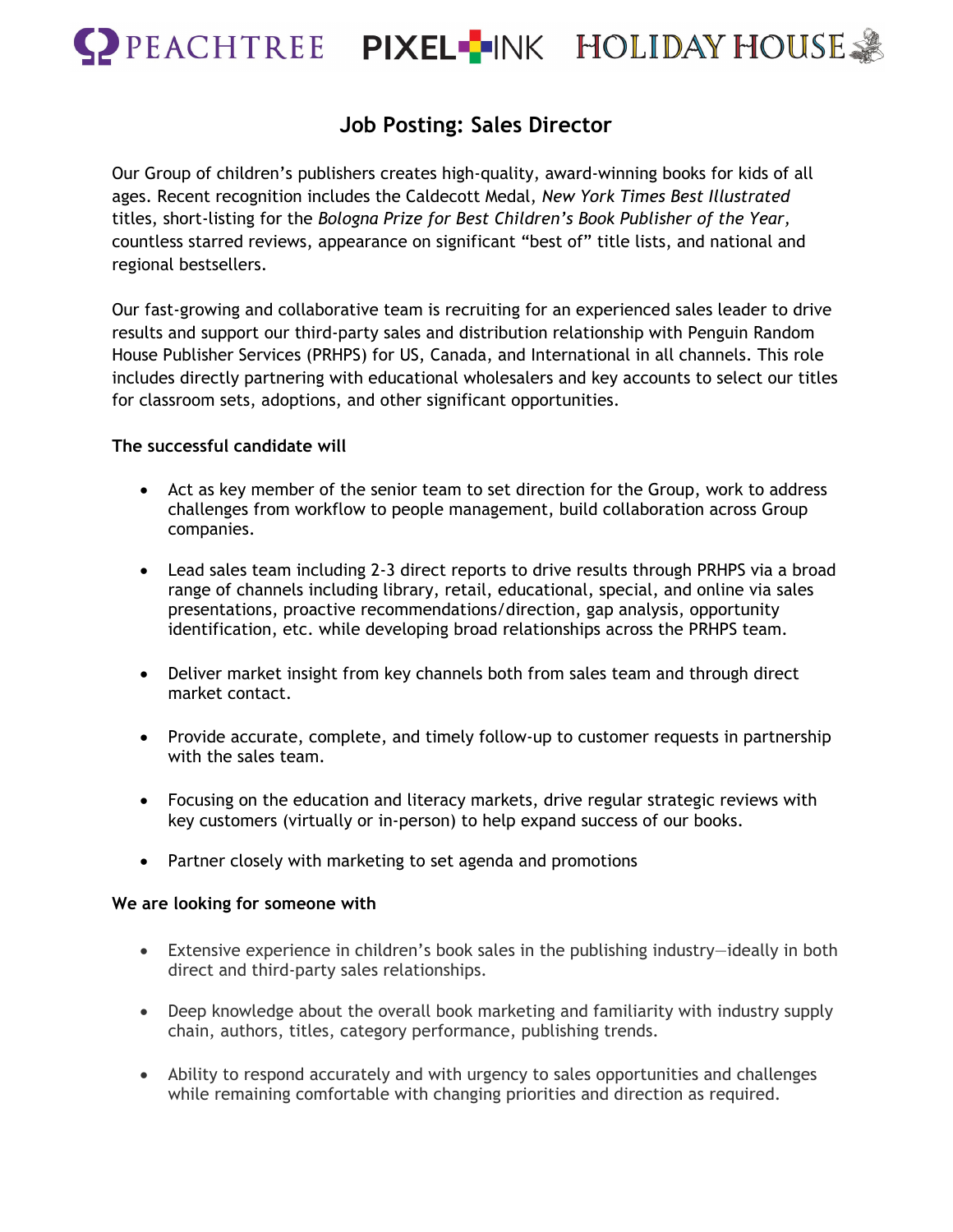PEACHTREE PIXEL INK HOLIDAY HOUSE

# Job Posting: Sales Director

Our Group of children's publishers creates high-quality, award-winning books for kids of all ages. Recent recognition includes the Caldecott Medal, *New York Times Best Illustrated* titles, short-listing for the *Bologna Prize for Best Children's Book Publisher of the Year*, countless starred reviews, appearance on significant "best of" title lists, and national and regional bestsellers.

Our fast-growing and collaborative team is recruiting for an experienced sales leader to drive results and support our third-party sales and distribution relationship with Penguin Random House Publisher Services (PRHPS) for US, Canada, and International in all channels. This role includes directly partnering with educational wholesalers and key accounts to select our titles for classroom sets, adoptions, and other significant opportunities.

**The successful candidate will**

- Act as key member of the senior team to set direction for the Group, work to address challenges from workflow to people management, build collaboration across Group companies.
- Lead sales team including 2-3 direct reports to drive results through PRHPS via a broad range of channels including library, retail, educational, special, and online via sales presentations, proactive recommendations/direction, gap analysis, opportunity identification, etc. while developing broad relationships across the PRHPS team.
- Deliver market insight from key channels both from sales team and through direct market contact.
- Provide accurate, complete, and timely follow-up to customer requests in partnership with the sales team.
- Focusing on the education and literacy markets, drive regular strategic reviews with key customers (virtually or in-person) to help expand success of our books.
- Partner closely with marketing to set agenda and promotions

**We are looking for someone with**

- Extensive experience in children's book sales in the publishing industry—ideally in both direct and third-party sales relationships.
- Deep knowledge about the overall book marketing and familiarity with industry supply chain, authors, titles, category performance, publishing trends.
- Ability to respond accurately and with urgency to sales opportunities and challenges while remaining comfortable with changing priorities and direction as required.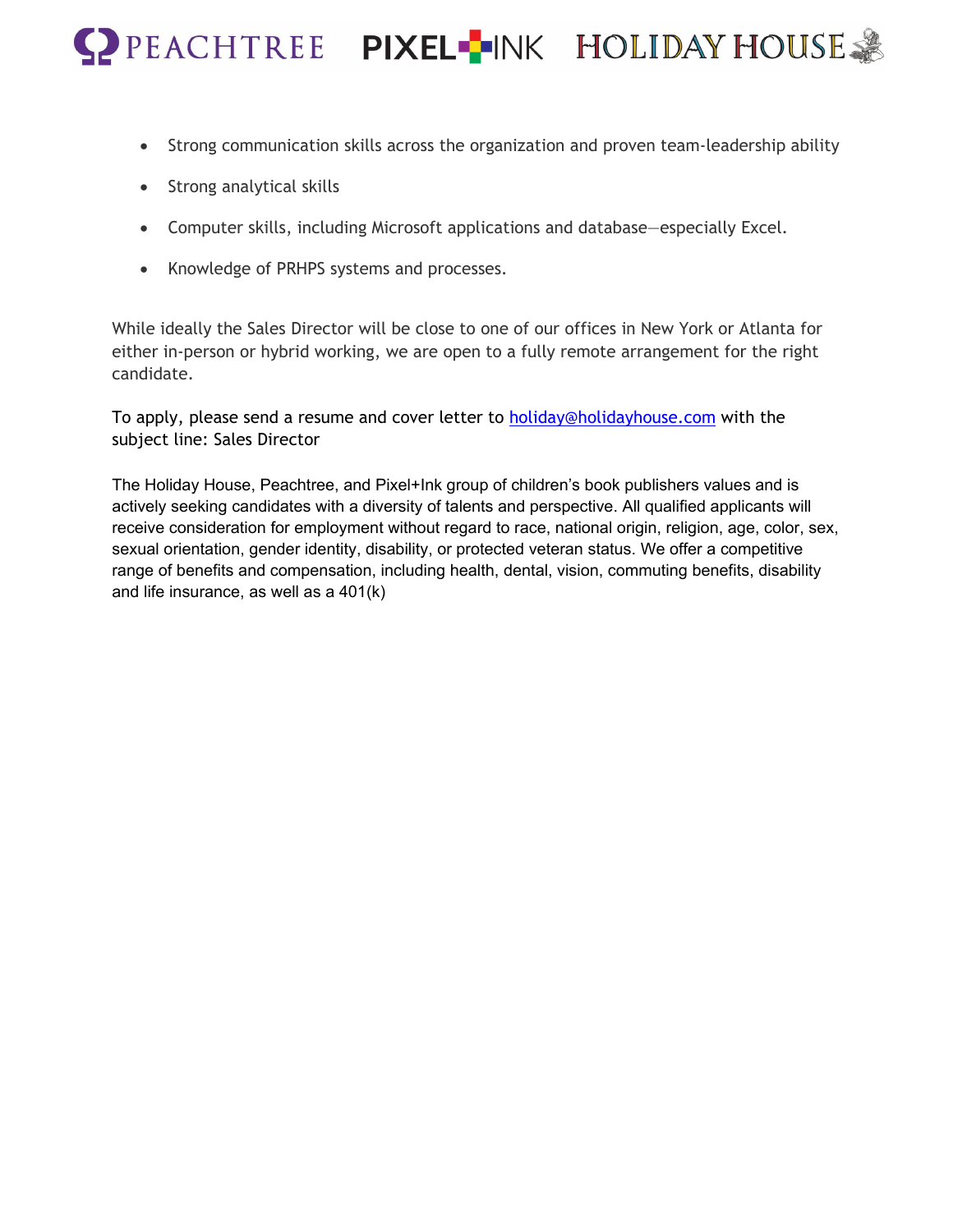- Strong communication skills across the organization and proven team-leadership ability
- Strong analytical skills
- Computer skills, including Microsoft applications and database—especially Excel.
- Knowledge of PRHPS systems and processes.

While ideally the Sales Director will be close to one of our offices in New York or Atlanta for either in-person or hybrid working, we are open to a fully remote arrangement for the right candidate.

To apply, please send a resume and cover letter to holiday@holidayhouse.com with the subject line: Sales Director

The Holiday House, Peachtree, and Pixel+Ink group of children's book publishers values and is actively seeking candidates with a diversity of talents and perspective. All qualified applicants will receive consideration for employment without regard to race, national origin, religion, age, color, sex, sexual orientation, gender identity, disability, or protected veteran status. We offer a competitive range of benefits and compensation, including health, dental, vision, commuting benefits, disability and life insurance, as well as a 401(k)